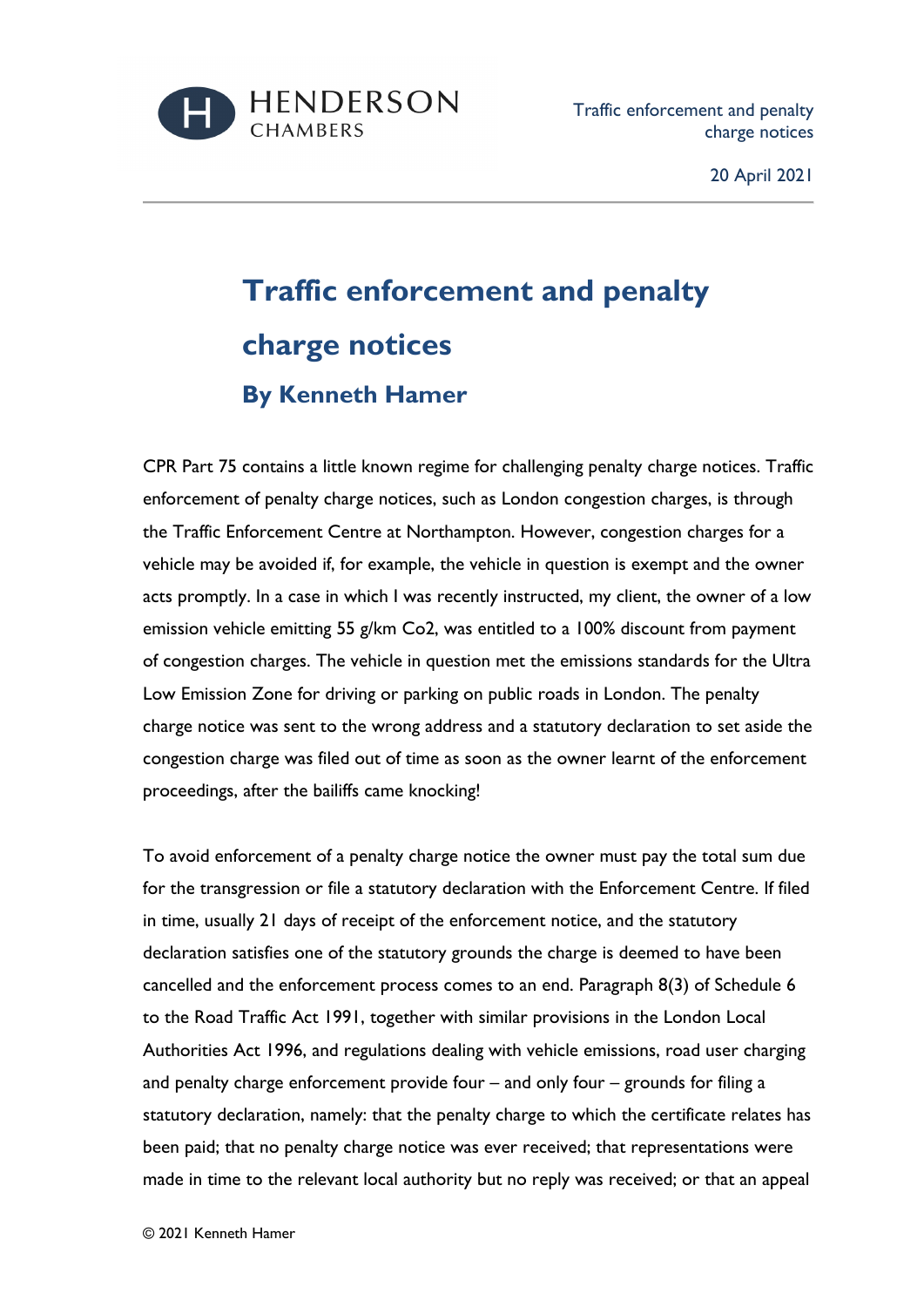# Traffic enforcement and penalty charge notices

## By Kenneth Hamer

CPR Part 75 contains a little known regime for challenging penalty charge notices. Traffic enforcement of penalty charge notices, such as London congestion charges, is through the Traffic Enforcement Centre at Northampton. However, congestion charges for a vehicle may be avoided if, for example, the vehicle in question is exempt and the owner acts promptly. In a case in which I was recently instructed, my client, the owner of a low emission vehicle emitting 55 g/km Co2, was entitled to a 100% discount from payment of congestion charges. The vehicle in question met the emissions standards for the Ultra Low Emission Zone for driving or parking on public roads in London. The penalty charge notice was sent to the wrong address and a statutory declaration to set aside the congestion charge was filed out of time as soon as the owner learnt of the enforcement proceedings, after the bailiffs came knocking!

To avoid enforcement of a penalty charge notice the owner must pay the total sum due for the transgression or file a statutory declaration with the Enforcement Centre. If filed in time, usually 21 days of receipt of the enforcement notice, and the statutory declaration satisfies one of the statutory grounds the charge is deemed to have been cancelled and the enforcement process comes to an end. Paragraph 8(3) of Schedule 6 to the Road Traffic Act 1991, together with similar provisions in the London Local Authorities Act 1996, and regulations dealing with vehicle emissions, road user charging and penalty charge enforcement provide four – and only four – grounds for filing a statutory declaration, namely: that the penalty charge to which the certificate relates has been paid; that no penalty charge notice was ever received; that representations were made in time to the relevant local authority but no reply was received; or that an appeal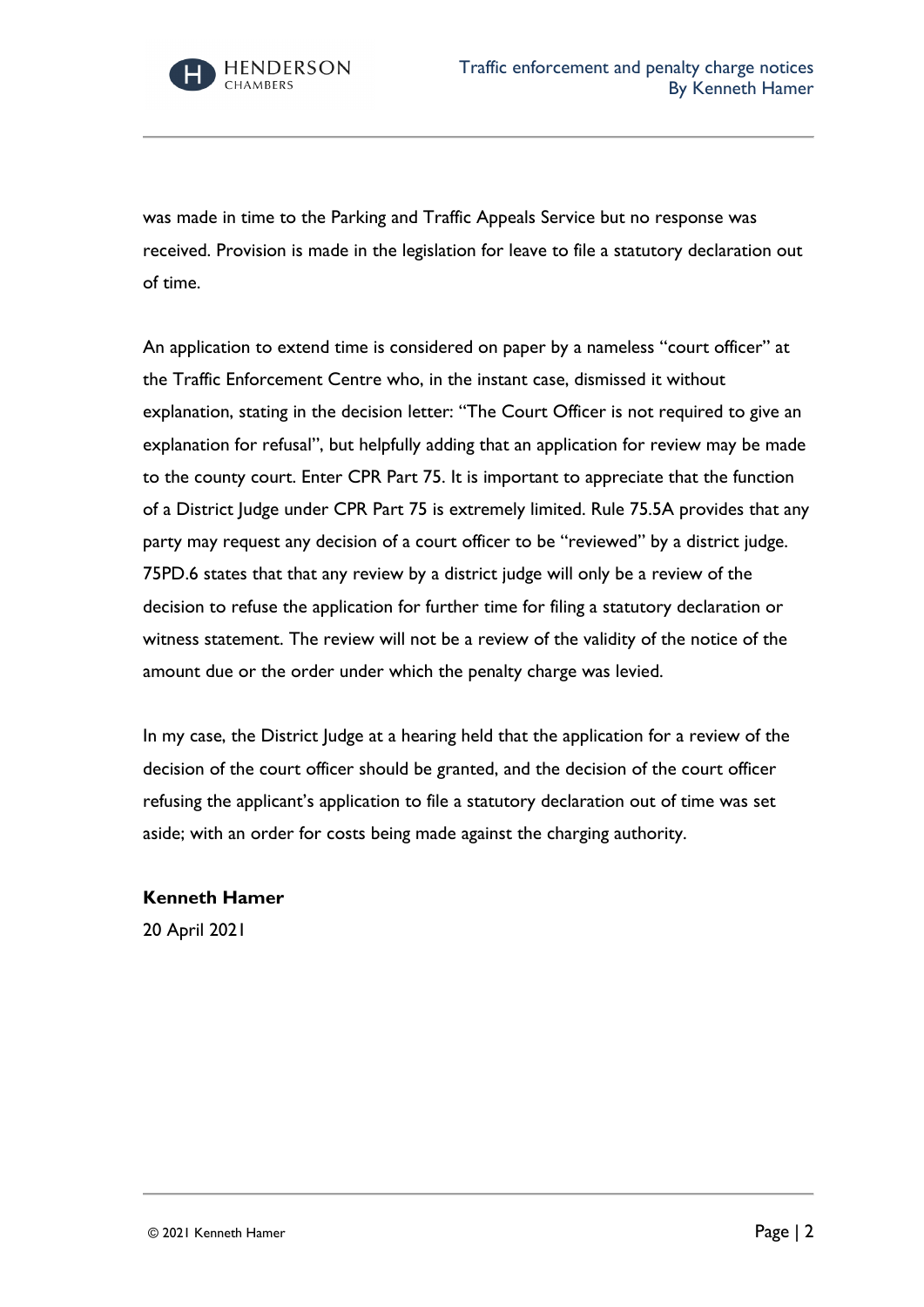was made in time to the Parking and Traffic Appeals Service but no response was received. Provision is made in the legislation for leave to file a statutory declaration out of time.

An application to extend time is considered on paper by a nameless "court officer" at the Traffic Enforcement Centre who, in the instant case, dismissed it without explanation, stating in the decision letter: "The Court Officer is not required to give an explanation for refusal", but helpfully adding that an application for review may be made to the county court. Enter CPR Part 75. It is important to appreciate that the function of a District Judge under CPR Part 75 is extremely limited. Rule 75.5A provides that any party may request any decision of a court officer to be "reviewed" by a district judge. 75PD.6 states that that any review by a district judge will only be a review of the decision to refuse the application for further time for filing a statutory declaration or witness statement. The review will not be a review of the validity of the notice of the amount due or the order under which the penalty charge was levied.

In my case, the District Judge at a hearing held that the application for a review of the decision of the court officer should be granted, and the decision of the court officer refusing the applicant's application to file a statutory declaration out of time was set aside; with an order for costs being made against the charging authority.

**Kenneth Hamer**
20 April 2021